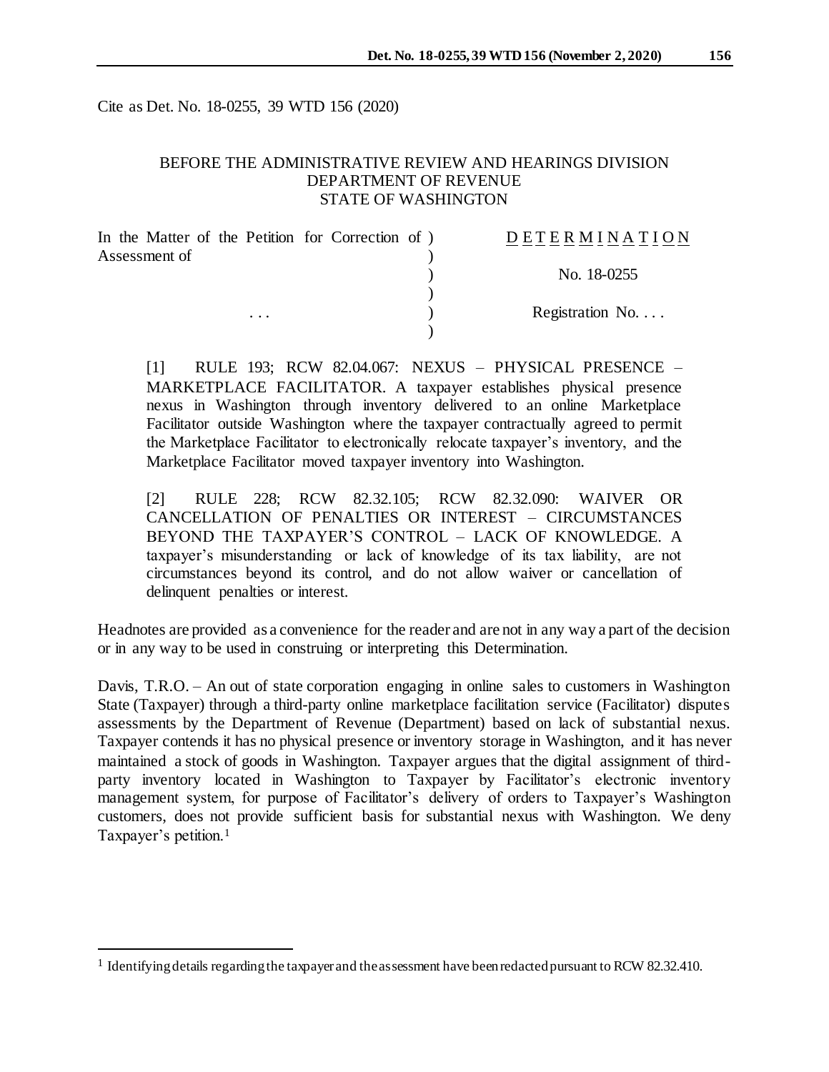Cite as Det. No. 18-0255, 39 WTD 156 (2020)

BEFORE THE ADMINISTRATIVE REVIEW AND HEARINGS DIVISION
DEPARTMENT OF REVENUE
STATE OF WASHINGTON

| | |
|---|---|
| In the Matter of the Petition for Correction of Assessment of | DETERMINATION |
| | No. 18-0255 |
| . . . | Registration No. . . . |

[1] RULE 193; RCW 82.04.067: NEXUS – PHYSICAL PRESENCE – MARKETPLACE FACILITATOR. A taxpayer establishes physical presence nexus in Washington through inventory delivered to an online Marketplace Facilitator outside Washington where the taxpayer contractually agreed to permit the Marketplace Facilitator to electronically relocate taxpayer's inventory, and the Marketplace Facilitator moved taxpayer inventory into Washington.

[2] RULE 228; RCW 82.32.105; RCW 82.32.090: WAIVER OR CANCELLATION OF PENALTIES OR INTEREST – CIRCUMSTANCES BEYOND THE TAXPAYER'S CONTROL – LACK OF KNOWLEDGE. A taxpayer's misunderstanding or lack of knowledge of its tax liability, are not circumstances beyond its control, and do not allow waiver or cancellation of delinquent penalties or interest.

Headnotes are provided as a convenience for the reader and are not in any way a part of the decision or in any way to be used in construing or interpreting this Determination.

Davis, T.R.O. – An out of state corporation engaging in online sales to customers in Washington State (Taxpayer) through a third-party online marketplace facilitation service (Facilitator) disputes assessments by the Department of Revenue (Department) based on lack of substantial nexus. Taxpayer contends it has no physical presence or inventory storage in Washington, and it has never maintained a stock of goods in Washington. Taxpayer argues that the digital assignment of third-party inventory located in Washington to Taxpayer by Facilitator's electronic inventory management system, for purpose of Facilitator's delivery of orders to Taxpayer's Washington customers, does not provide sufficient basis for substantial nexus with Washington. We deny Taxpayer's petition.[1]

---

[1] Identifying details regarding the taxpayer and the assessment have been redacted pursuant to RCW 82.32.410.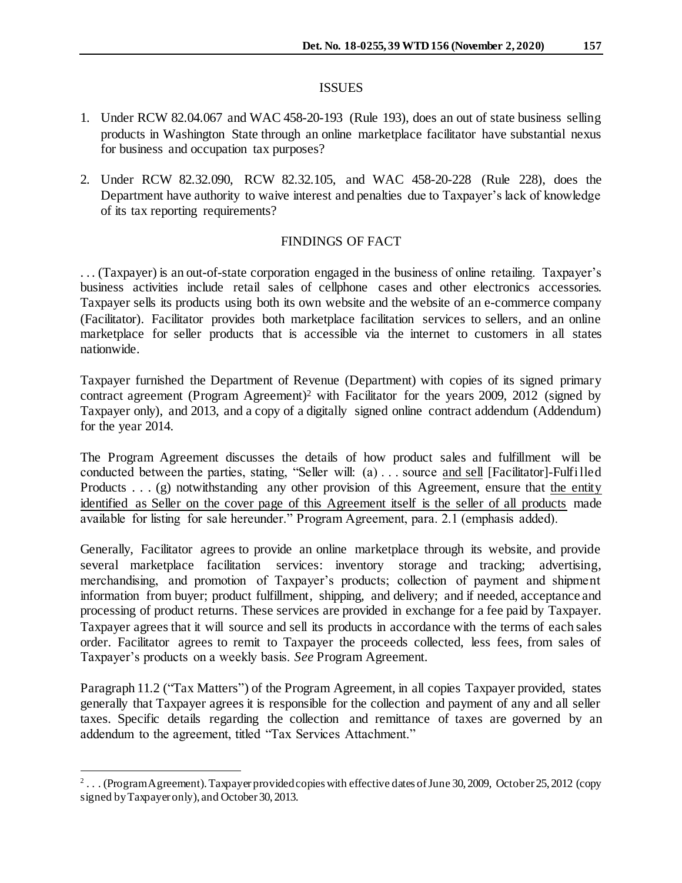## ISSUES

1. Under RCW 82.04.067 and WAC 458-20-193 (Rule 193), does an out of state business selling products in Washington State through an online marketplace facilitator have substantial nexus for business and occupation tax purposes?

2. Under RCW 82.32.090, RCW 82.32.105, and WAC 458-20-228 (Rule 228), does the Department have authority to waive interest and penalties due to Taxpayer's lack of knowledge of its tax reporting requirements?

## FINDINGS OF FACT

. . . (Taxpayer) is an out-of-state corporation engaged in the business of online retailing. Taxpayer's business activities include retail sales of cellphone cases and other electronics accessories. Taxpayer sells its products using both its own website and the website of an e-commerce company (Facilitator). Facilitator provides both marketplace facilitation services to sellers, and an online marketplace for seller products that is accessible via the internet to customers in all states nationwide.

Taxpayer furnished the Department of Revenue (Department) with copies of its signed primary contract agreement (Program Agreement)[2] with Facilitator for the years 2009, 2012 (signed by Taxpayer only), and 2013, and a copy of a digitally signed online contract addendum (Addendum) for the year 2014.

The Program Agreement discusses the details of how product sales and fulfillment will be conducted between the parties, stating, "Seller will: (a) . . . source <u>and sell</u> [Facilitator]-Fulfilled Products . . . (g) notwithstanding any other provision of this Agreement, ensure that <u>the entity identified as Seller on the cover page of this Agreement itself is the seller of all products</u> made available for listing for sale hereunder." Program Agreement, para. 2.1 (emphasis added).

Generally, Facilitator agrees to provide an online marketplace through its website, and provide several marketplace facilitation services: inventory storage and tracking; advertising, merchandising, and promotion of Taxpayer's products; collection of payment and shipment information from buyer; product fulfillment, shipping, and delivery; and if needed, acceptance and processing of product returns. These services are provided in exchange for a fee paid by Taxpayer. Taxpayer agrees that it will source and sell its products in accordance with the terms of each sales order. Facilitator agrees to remit to Taxpayer the proceeds collected, less fees, from sales of Taxpayer's products on a weekly basis. *See* Program Agreement.

Paragraph 11.2 ("Tax Matters") of the Program Agreement, in all copies Taxpayer provided, states generally that Taxpayer agrees it is responsible for the collection and payment of any and all seller taxes. Specific details regarding the collection and remittance of taxes are governed by an addendum to the agreement, titled "Tax Services Attachment."

---

[2] . . . (Program Agreement). Taxpayer provided copies with effective dates of June 30, 2009, October 25, 2012 (copy signed by Taxpayer only), and October 30, 2013.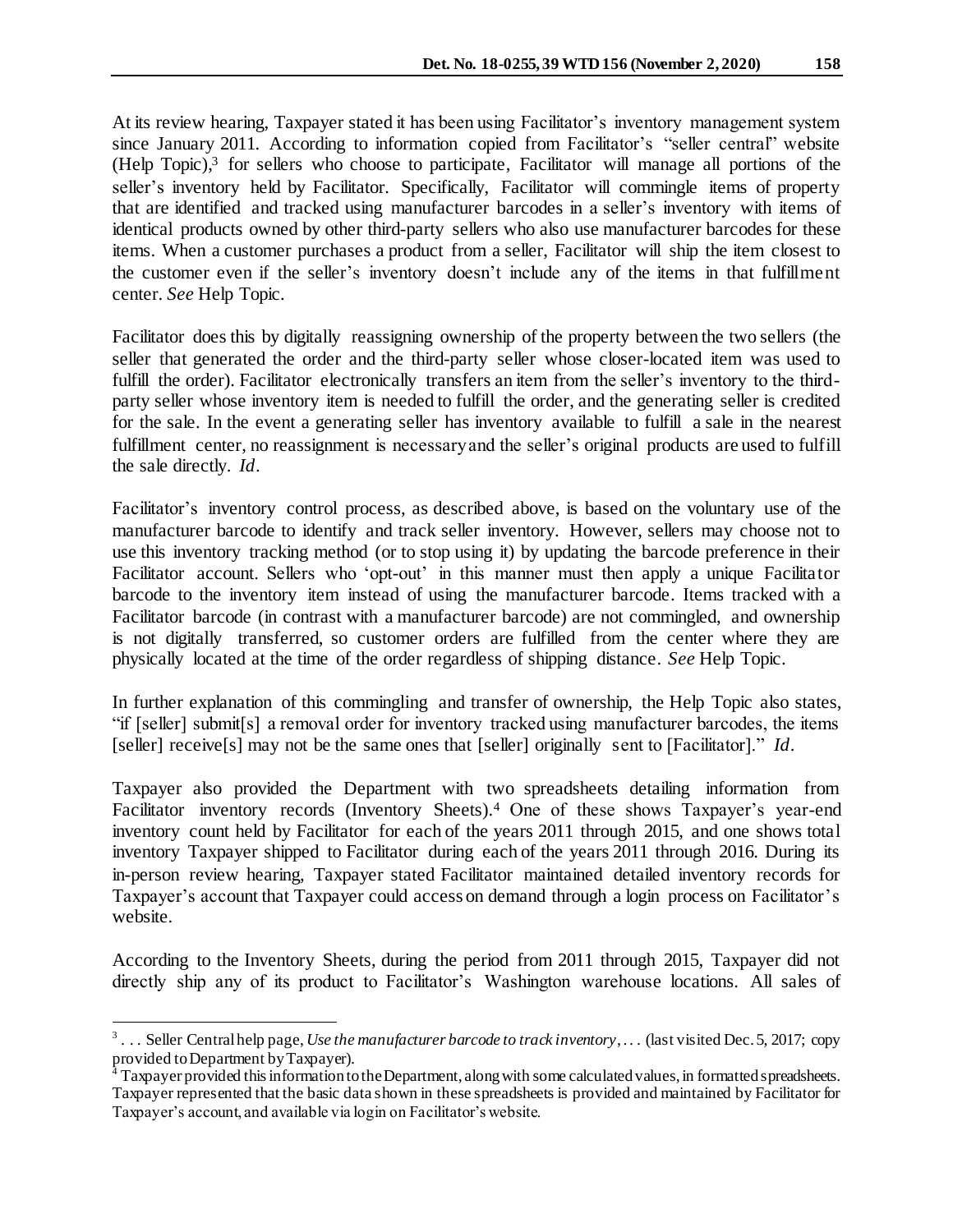At its review hearing, Taxpayer stated it has been using Facilitator's inventory management system since January 2011. According to information copied from Facilitator's "seller central" website (Help Topic),[3] for sellers who choose to participate, Facilitator will manage all portions of the seller's inventory held by Facilitator. Specifically, Facilitator will commingle items of property that are identified and tracked using manufacturer barcodes in a seller's inventory with items of identical products owned by other third-party sellers who also use manufacturer barcodes for these items. When a customer purchases a product from a seller, Facilitator will ship the item closest to the customer even if the seller's inventory doesn't include any of the items in that fulfillment center. *See* Help Topic.

Facilitator does this by digitally reassigning ownership of the property between the two sellers (the seller that generated the order and the third-party seller whose closer-located item was used to fulfill the order). Facilitator electronically transfers an item from the seller's inventory to the third-party seller whose inventory item is needed to fulfill the order, and the generating seller is credited for the sale. In the event a generating seller has inventory available to fulfill a sale in the nearest fulfillment center, no reassignment is necessary and the seller's original products are used to fulfill the sale directly. *Id*.

Facilitator's inventory control process, as described above, is based on the voluntary use of the manufacturer barcode to identify and track seller inventory. However, sellers may choose not to use this inventory tracking method (or to stop using it) by updating the barcode preference in their Facilitator account. Sellers who 'opt-out' in this manner must then apply a unique Facilitator barcode to the inventory item instead of using the manufacturer barcode. Items tracked with a Facilitator barcode (in contrast with a manufacturer barcode) are not commingled, and ownership is not digitally transferred, so customer orders are fulfilled from the center where they are physically located at the time of the order regardless of shipping distance. *See* Help Topic.

In further explanation of this commingling and transfer of ownership, the Help Topic also states, "if [seller] submit[s] a removal order for inventory tracked using manufacturer barcodes, the items [seller] receive[s] may not be the same ones that [seller] originally sent to [Facilitator]." *Id*.

Taxpayer also provided the Department with two spreadsheets detailing information from Facilitator inventory records (Inventory Sheets).[4] One of these shows Taxpayer's year-end inventory count held by Facilitator for each of the years 2011 through 2015, and one shows total inventory Taxpayer shipped to Facilitator during each of the years 2011 through 2016. During its in-person review hearing, Taxpayer stated Facilitator maintained detailed inventory records for Taxpayer's account that Taxpayer could access on demand through a login process on Facilitator's website.

According to the Inventory Sheets, during the period from 2011 through 2015, Taxpayer did not directly ship any of its product to Facilitator's Washington warehouse locations. All sales of

---

[3] . . . Seller Central help page, *Use the manufacturer barcode to track inventory*, . . . (last visited Dec. 5, 2017; copy provided to Department by Taxpayer).

[4] Taxpayer provided this information to the Department, along with some calculated values, in formatted spreadsheets. Taxpayer represented that the basic data shown in these spreadsheets is provided and maintained by Facilitator for Taxpayer's account, and available via login on Facilitator's website.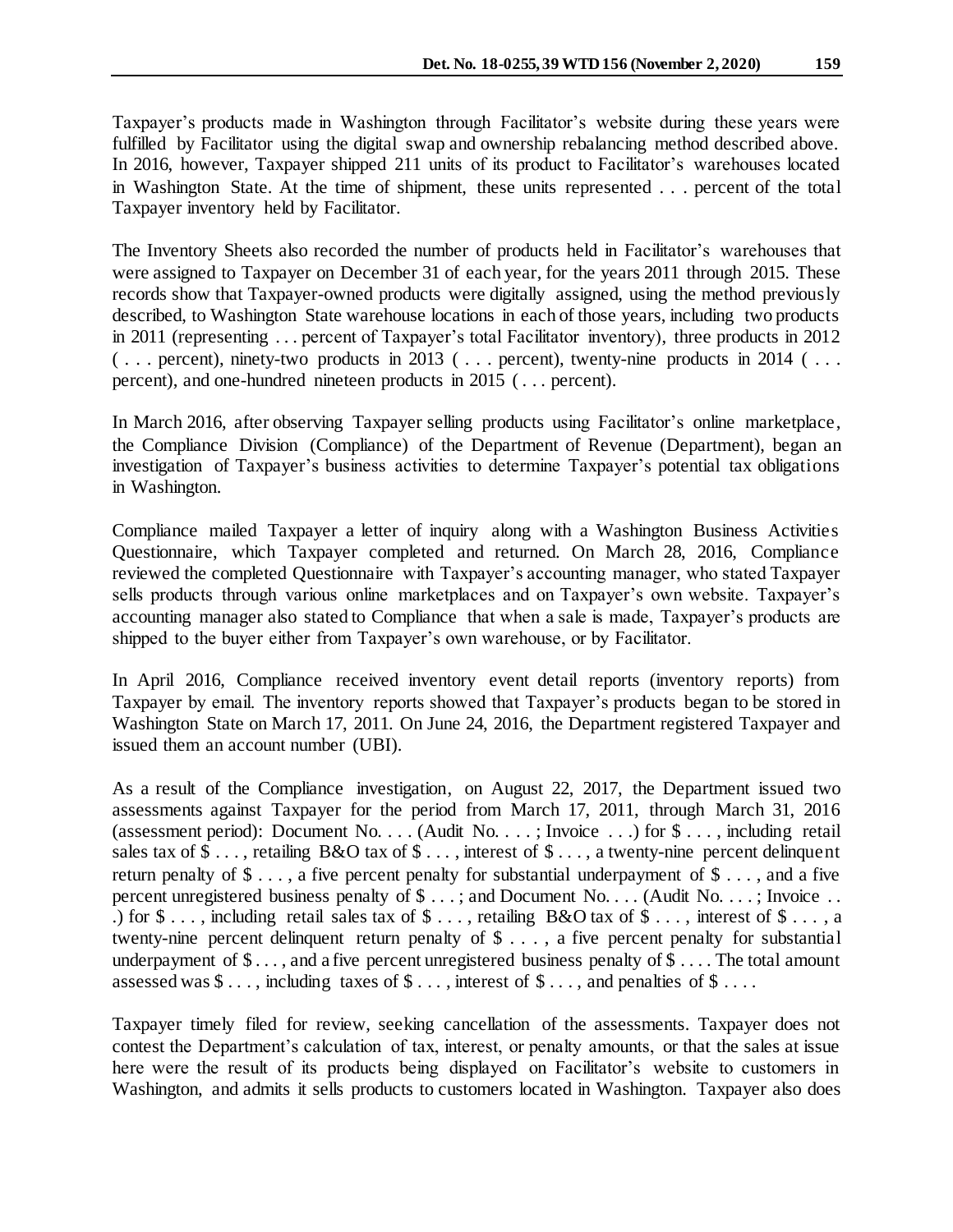Taxpayer's products made in Washington through Facilitator's website during these years were fulfilled by Facilitator using the digital swap and ownership rebalancing method described above. In 2016, however, Taxpayer shipped 211 units of its product to Facilitator's warehouses located in Washington State. At the time of shipment, these units represented . . . percent of the total Taxpayer inventory held by Facilitator.

The Inventory Sheets also recorded the number of products held in Facilitator's warehouses that were assigned to Taxpayer on December 31 of each year, for the years 2011 through 2015. These records show that Taxpayer-owned products were digitally assigned, using the method previously described, to Washington State warehouse locations in each of those years, including two products in 2011 (representing . . . percent of Taxpayer's total Facilitator inventory), three products in 2012 ( . . . percent), ninety-two products in 2013 ( . . . percent), twenty-nine products in 2014 ( . . . percent), and one-hundred nineteen products in 2015 ( . . . percent).

In March 2016, after observing Taxpayer selling products using Facilitator's online marketplace, the Compliance Division (Compliance) of the Department of Revenue (Department), began an investigation of Taxpayer's business activities to determine Taxpayer's potential tax obligations in Washington.

Compliance mailed Taxpayer a letter of inquiry along with a Washington Business Activities Questionnaire, which Taxpayer completed and returned. On March 28, 2016, Compliance reviewed the completed Questionnaire with Taxpayer's accounting manager, who stated Taxpayer sells products through various online marketplaces and on Taxpayer's own website. Taxpayer's accounting manager also stated to Compliance that when a sale is made, Taxpayer's products are shipped to the buyer either from Taxpayer's own warehouse, or by Facilitator.

In April 2016, Compliance received inventory event detail reports (inventory reports) from Taxpayer by email. The inventory reports showed that Taxpayer's products began to be stored in Washington State on March 17, 2011. On June 24, 2016, the Department registered Taxpayer and issued them an account number (UBI).

As a result of the Compliance investigation, on August 22, 2017, the Department issued two assessments against Taxpayer for the period from March 17, 2011, through March 31, 2016 (assessment period): Document No. . . . (Audit No. . . . ; Invoice . . .) for $ . . . , including retail sales tax of $ . . . , retailing B&O tax of $ . . . , interest of $ . . . , a twenty-nine percent delinquent return penalty of $ . . . , a five percent penalty for substantial underpayment of $ . . . , and a five percent unregistered business penalty of $ . . . ; and Document No. . . . (Audit No. . . . ; Invoice . . .) for $ . . . , including retail sales tax of $ . . . , retailing B&O tax of $ . . . , interest of $ . . . , a twenty-nine percent delinquent return penalty of $ . . . , a five percent penalty for substantial underpayment of $ . . . , and a five percent unregistered business penalty of $ . . . . The total amount assessed was $ . . . , including taxes of $ . . . , interest of $ . . . , and penalties of $ . . . .

Taxpayer timely filed for review, seeking cancellation of the assessments. Taxpayer does not contest the Department's calculation of tax, interest, or penalty amounts, or that the sales at issue here were the result of its products being displayed on Facilitator's website to customers in Washington, and admits it sells products to customers located in Washington. Taxpayer also does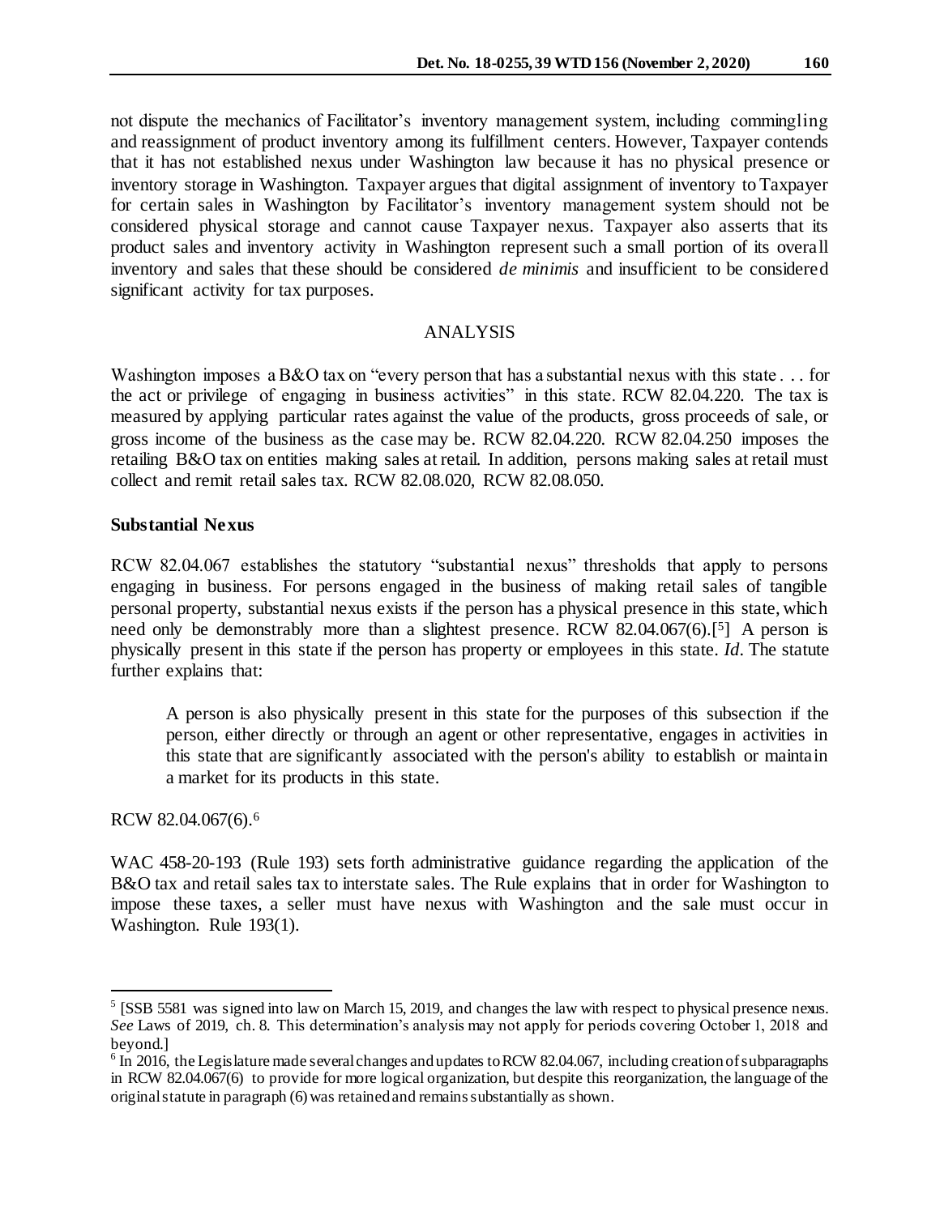not dispute the mechanics of Facilitator's inventory management system, including commingling and reassignment of product inventory among its fulfillment centers. However, Taxpayer contends that it has not established nexus under Washington law because it has no physical presence or inventory storage in Washington. Taxpayer argues that digital assignment of inventory to Taxpayer for certain sales in Washington by Facilitator's inventory management system should not be considered physical storage and cannot cause Taxpayer nexus. Taxpayer also asserts that its product sales and inventory activity in Washington represent such a small portion of its overall inventory and sales that these should be considered *de minimis* and insufficient to be considered significant activity for tax purposes.

## ANALYSIS

Washington imposes a B&O tax on "every person that has a substantial nexus with this state . . . for the act or privilege of engaging in business activities" in this state. RCW 82.04.220. The tax is measured by applying particular rates against the value of the products, gross proceeds of sale, or gross income of the business as the case may be. RCW 82.04.220. RCW 82.04.250 imposes the retailing B&O tax on entities making sales at retail. In addition, persons making sales at retail must collect and remit retail sales tax. RCW 82.08.020, RCW 82.08.050.

### Substantial Nexus

RCW 82.04.067 establishes the statutory "substantial nexus" thresholds that apply to persons engaging in business. For persons engaged in the business of making retail sales of tangible personal property, substantial nexus exists if the person has a physical presence in this state, which need only be demonstrably more than a slightest presence. RCW 82.04.067(6).[5] A person is physically present in this state if the person has property or employees in this state. *Id*. The statute further explains that:

> A person is also physically present in this state for the purposes of this subsection if the person, either directly or through an agent or other representative, engages in activities in this state that are significantly associated with the person's ability to establish or maintain a market for its products in this state.

RCW 82.04.067(6).[6]

WAC 458-20-193 (Rule 193) sets forth administrative guidance regarding the application of the B&O tax and retail sales tax to interstate sales. The Rule explains that in order for Washington to impose these taxes, a seller must have nexus with Washington and the sale must occur in Washington. Rule 193(1).

---

[5] [SSB 5581 was signed into law on March 15, 2019, and changes the law with respect to physical presence nexus. *See* Laws of 2019, ch. 8. This determination's analysis may not apply for periods covering October 1, 2018 and beyond.]

[6] In 2016, the Legislature made several changes and updates to RCW 82.04.067, including creation of subparagraphs in RCW 82.04.067(6) to provide for more logical organization, but despite this reorganization, the language of the original statute in paragraph (6) was retained and remains substantially as shown.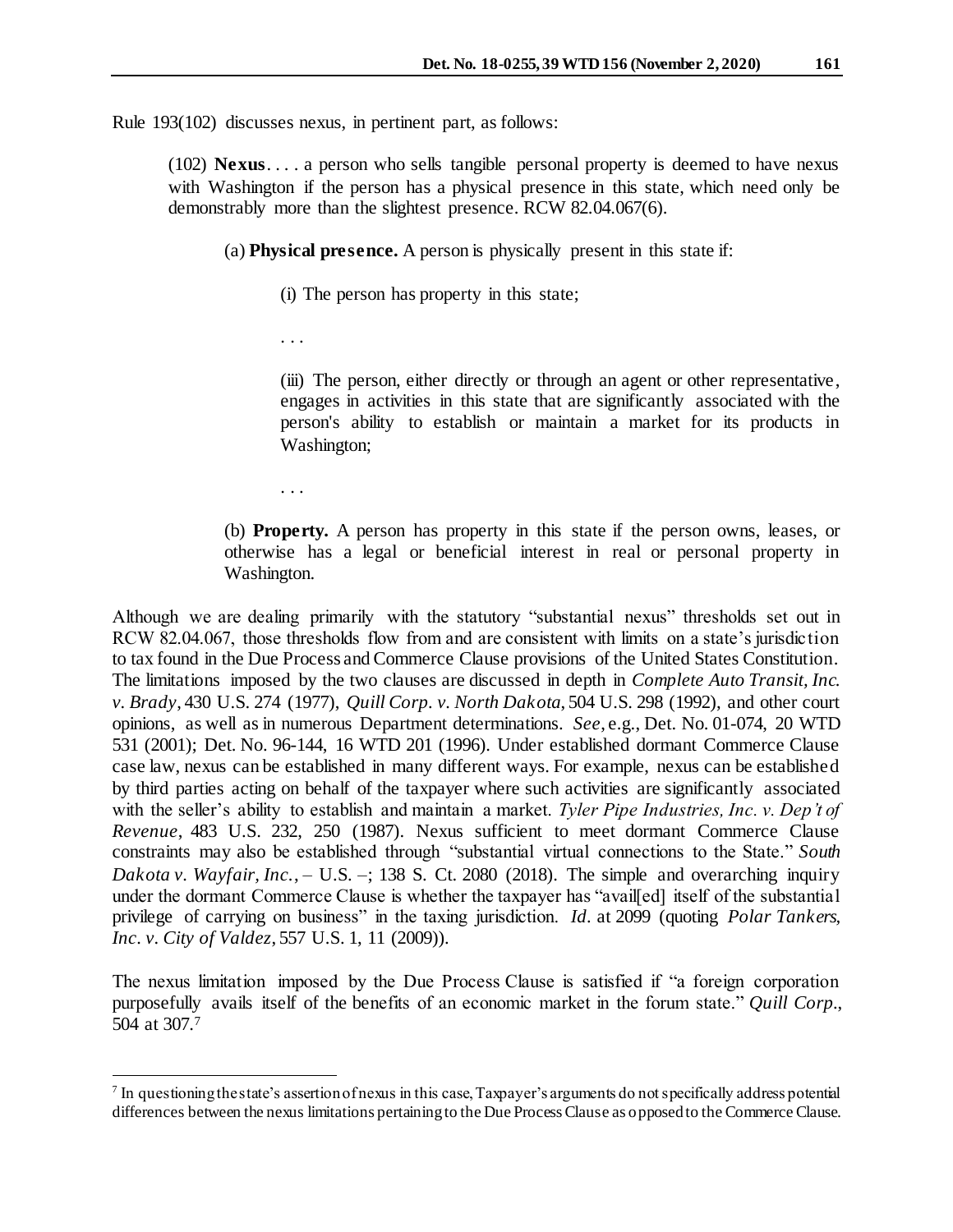Rule 193(102) discusses nexus, in pertinent part, as follows:

> (102) **Nexus**. . . . a person who sells tangible personal property is deemed to have nexus with Washington if the person has a physical presence in this state, which need only be demonstrably more than the slightest presence. RCW 82.04.067(6).
>
> (a) **Physical presence.** A person is physically present in this state if:
>
> (i) The person has property in this state;
>
> . . .
>
> (iii) The person, either directly or through an agent or other representative, engages in activities in this state that are significantly associated with the person's ability to establish or maintain a market for its products in Washington;
>
> . . .
>
> (b) **Property.** A person has property in this state if the person owns, leases, or otherwise has a legal or beneficial interest in real or personal property in Washington.

Although we are dealing primarily with the statutory "substantial nexus" thresholds set out in RCW 82.04.067, those thresholds flow from and are consistent with limits on a state's jurisdiction to tax found in the Due Process and Commerce Clause provisions of the United States Constitution. The limitations imposed by the two clauses are discussed in depth in *Complete Auto Transit, Inc. v. Brady*, 430 U.S. 274 (1977), *Quill Corp. v. North Dakota*, 504 U.S. 298 (1992), and other court opinions, as well as in numerous Department determinations. *See*, e.g., Det. No. 01-074, 20 WTD 531 (2001); Det. No. 96-144, 16 WTD 201 (1996). Under established dormant Commerce Clause case law, nexus can be established in many different ways. For example, nexus can be established by third parties acting on behalf of the taxpayer where such activities are significantly associated with the seller's ability to establish and maintain a market. *Tyler Pipe Industries, Inc. v. Dep't of Revenue*, 483 U.S. 232, 250 (1987). Nexus sufficient to meet dormant Commerce Clause constraints may also be established through "substantial virtual connections to the State." *South Dakota v. Wayfair, Inc.*, – U.S. –; 138 S. Ct. 2080 (2018). The simple and overarching inquiry under the dormant Commerce Clause is whether the taxpayer has "avail[ed] itself of the substantial privilege of carrying on business" in the taxing jurisdiction. *Id*. at 2099 (quoting *Polar Tankers, Inc. v. City of Valdez*, 557 U.S. 1, 11 (2009)).

The nexus limitation imposed by the Due Process Clause is satisfied if "a foreign corporation purposefully avails itself of the benefits of an economic market in the forum state." *Quill Corp.*, 504 at 307.[7]

---

[7] In questioning the state's assertion of nexus in this case, Taxpayer's arguments do not specifically address potential differences between the nexus limitations pertaining to the Due Process Clause as opposed to the Commerce Clause.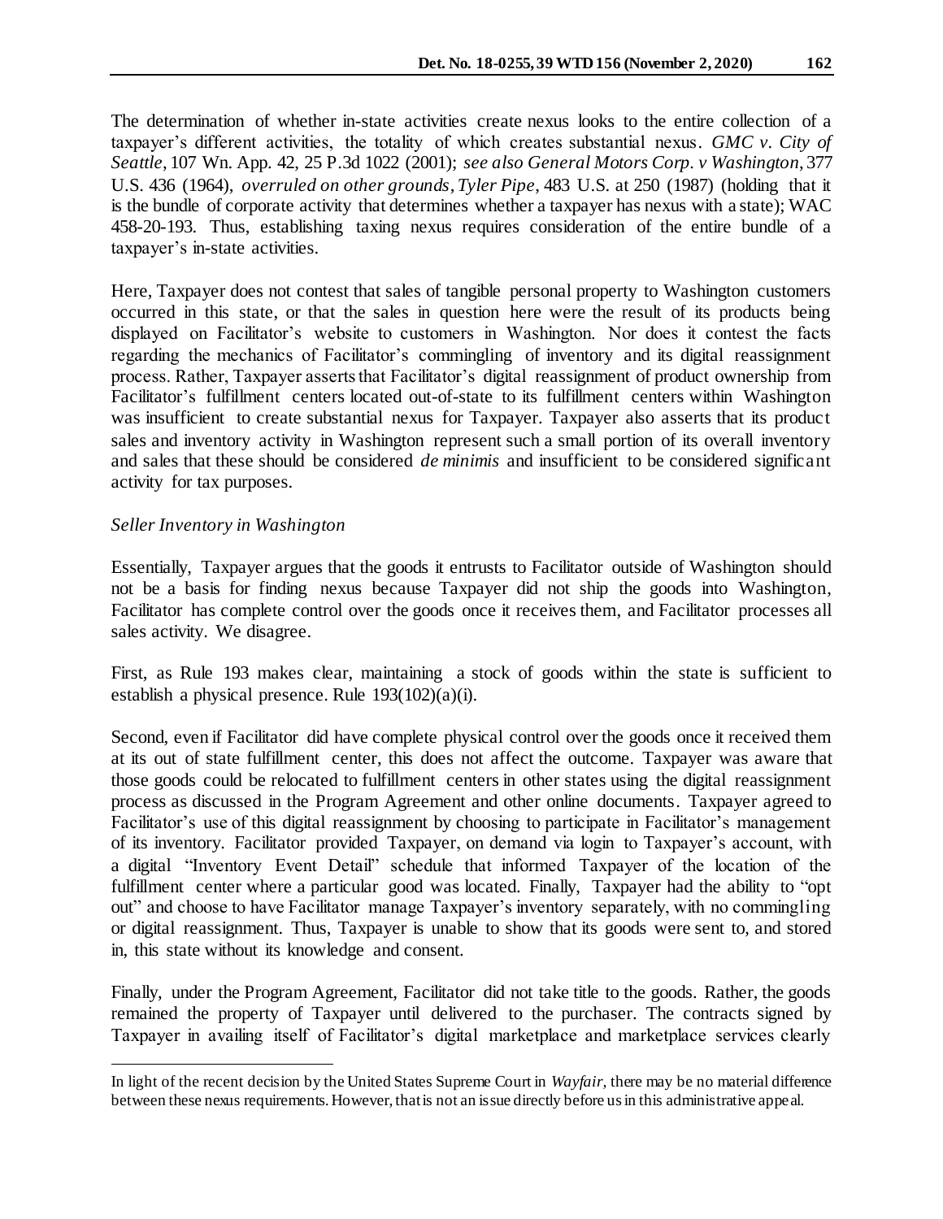The determination of whether in-state activities create nexus looks to the entire collection of a taxpayer's different activities, the totality of which creates substantial nexus. *GMC v. City of Seattle*, 107 Wn. App. 42, 25 P.3d 1022 (2001); *see also General Motors Corp. v Washington*, 377 U.S. 436 (1964), *overruled on other grounds*, *Tyler Pipe*, 483 U.S. at 250 (1987) (holding that it is the bundle of corporate activity that determines whether a taxpayer has nexus with a state); WAC 458-20-193. Thus, establishing taxing nexus requires consideration of the entire bundle of a taxpayer's in-state activities.

Here, Taxpayer does not contest that sales of tangible personal property to Washington customers occurred in this state, or that the sales in question here were the result of its products being displayed on Facilitator's website to customers in Washington. Nor does it contest the facts regarding the mechanics of Facilitator's commingling of inventory and its digital reassignment process. Rather, Taxpayer asserts that Facilitator's digital reassignment of product ownership from Facilitator's fulfillment centers located out-of-state to its fulfillment centers within Washington was insufficient to create substantial nexus for Taxpayer. Taxpayer also asserts that its product sales and inventory activity in Washington represent such a small portion of its overall inventory and sales that these should be considered *de minimis* and insufficient to be considered significant activity for tax purposes.

*Seller Inventory in Washington*

Essentially, Taxpayer argues that the goods it entrusts to Facilitator outside of Washington should not be a basis for finding nexus because Taxpayer did not ship the goods into Washington, Facilitator has complete control over the goods once it receives them, and Facilitator processes all sales activity. We disagree.

First, as Rule 193 makes clear, maintaining a stock of goods within the state is sufficient to establish a physical presence. Rule 193(102)(a)(i).

Second, even if Facilitator did have complete physical control over the goods once it received them at its out of state fulfillment center, this does not affect the outcome. Taxpayer was aware that those goods could be relocated to fulfillment centers in other states using the digital reassignment process as discussed in the Program Agreement and other online documents. Taxpayer agreed to Facilitator's use of this digital reassignment by choosing to participate in Facilitator's management of its inventory. Facilitator provided Taxpayer, on demand via login to Taxpayer's account, with a digital "Inventory Event Detail" schedule that informed Taxpayer of the location of the fulfillment center where a particular good was located. Finally, Taxpayer had the ability to "opt out" and choose to have Facilitator manage Taxpayer's inventory separately, with no commingling or digital reassignment. Thus, Taxpayer is unable to show that its goods were sent to, and stored in, this state without its knowledge and consent.

Finally, under the Program Agreement, Facilitator did not take title to the goods. Rather, the goods remained the property of Taxpayer until delivered to the purchaser. The contracts signed by Taxpayer in availing itself of Facilitator's digital marketplace and marketplace services clearly

---

In light of the recent decision by the United States Supreme Court in *Wayfair*, there may be no material difference between these nexus requirements. However, that is not an issue directly before us in this administrative appeal.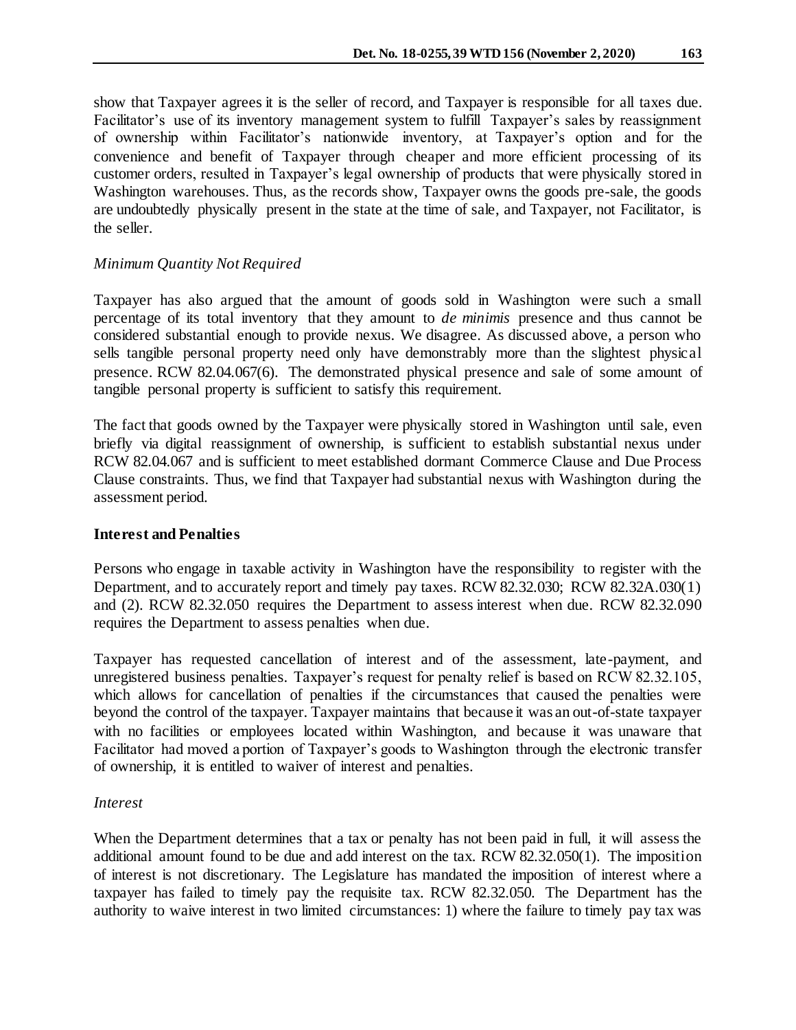show that Taxpayer agrees it is the seller of record, and Taxpayer is responsible for all taxes due. Facilitator's use of its inventory management system to fulfill Taxpayer's sales by reassignment of ownership within Facilitator's nationwide inventory, at Taxpayer's option and for the convenience and benefit of Taxpayer through cheaper and more efficient processing of its customer orders, resulted in Taxpayer's legal ownership of products that were physically stored in Washington warehouses. Thus, as the records show, Taxpayer owns the goods pre-sale, the goods are undoubtedly physically present in the state at the time of sale, and Taxpayer, not Facilitator, is the seller.

*Minimum Quantity Not Required*

Taxpayer has also argued that the amount of goods sold in Washington were such a small percentage of its total inventory that they amount to *de minimis* presence and thus cannot be considered substantial enough to provide nexus. We disagree. As discussed above, a person who sells tangible personal property need only have demonstrably more than the slightest physical presence. RCW 82.04.067(6). The demonstrated physical presence and sale of some amount of tangible personal property is sufficient to satisfy this requirement.

The fact that goods owned by the Taxpayer were physically stored in Washington until sale, even briefly via digital reassignment of ownership, is sufficient to establish substantial nexus under RCW 82.04.067 and is sufficient to meet established dormant Commerce Clause and Due Process Clause constraints. Thus, we find that Taxpayer had substantial nexus with Washington during the assessment period.

**Interest and Penalties**

Persons who engage in taxable activity in Washington have the responsibility to register with the Department, and to accurately report and timely pay taxes. RCW 82.32.030; RCW 82.32A.030(1) and (2). RCW 82.32.050 requires the Department to assess interest when due. RCW 82.32.090 requires the Department to assess penalties when due.

Taxpayer has requested cancellation of interest and of the assessment, late-payment, and unregistered business penalties. Taxpayer's request for penalty relief is based on RCW 82.32.105, which allows for cancellation of penalties if the circumstances that caused the penalties were beyond the control of the taxpayer. Taxpayer maintains that because it was an out-of-state taxpayer with no facilities or employees located within Washington, and because it was unaware that Facilitator had moved a portion of Taxpayer's goods to Washington through the electronic transfer of ownership, it is entitled to waiver of interest and penalties.

*Interest*

When the Department determines that a tax or penalty has not been paid in full, it will assess the additional amount found to be due and add interest on the tax. RCW 82.32.050(1). The imposition of interest is not discretionary. The Legislature has mandated the imposition of interest where a taxpayer has failed to timely pay the requisite tax. RCW 82.32.050. The Department has the authority to waive interest in two limited circumstances: 1) where the failure to timely pay tax was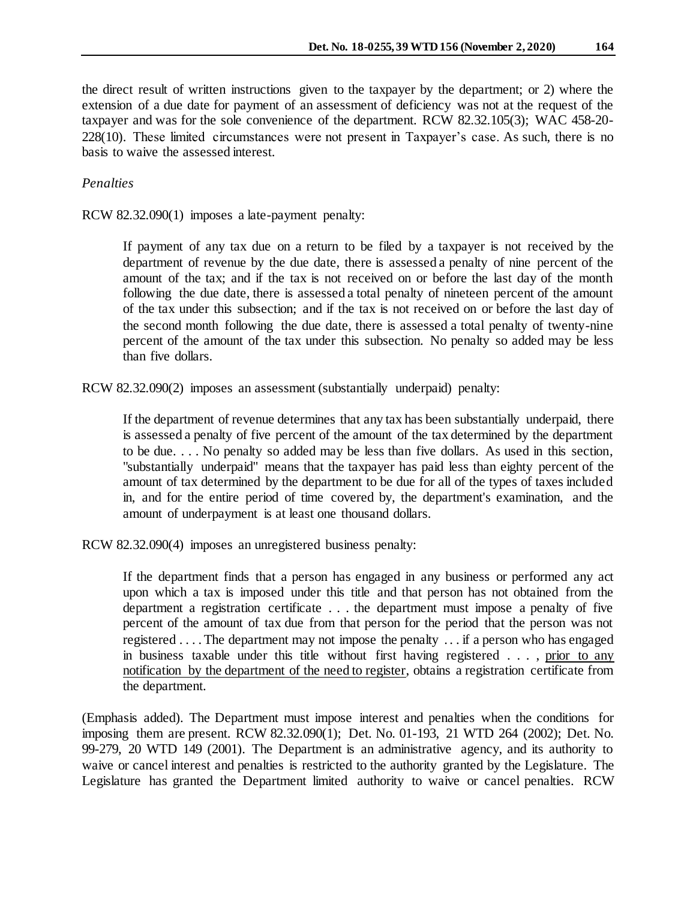the direct result of written instructions given to the taxpayer by the department; or 2) where the extension of a due date for payment of an assessment of deficiency was not at the request of the taxpayer and was for the sole convenience of the department. RCW 82.32.105(3); WAC 458-20-228(10). These limited circumstances were not present in Taxpayer's case. As such, there is no basis to waive the assessed interest.

*Penalties*

RCW 82.32.090(1) imposes a late-payment penalty:

> If payment of any tax due on a return to be filed by a taxpayer is not received by the department of revenue by the due date, there is assessed a penalty of nine percent of the amount of the tax; and if the tax is not received on or before the last day of the month following the due date, there is assessed a total penalty of nineteen percent of the amount of the tax under this subsection; and if the tax is not received on or before the last day of the second month following the due date, there is assessed a total penalty of twenty-nine percent of the amount of the tax under this subsection. No penalty so added may be less than five dollars.

RCW 82.32.090(2) imposes an assessment (substantially underpaid) penalty:

> If the department of revenue determines that any tax has been substantially underpaid, there is assessed a penalty of five percent of the amount of the tax determined by the department to be due. . . . No penalty so added may be less than five dollars. As used in this section, "substantially underpaid" means that the taxpayer has paid less than eighty percent of the amount of tax determined by the department to be due for all of the types of taxes included in, and for the entire period of time covered by, the department's examination, and the amount of underpayment is at least one thousand dollars.

RCW 82.32.090(4) imposes an unregistered business penalty:

> If the department finds that a person has engaged in any business or performed any act upon which a tax is imposed under this title and that person has not obtained from the department a registration certificate . . . the department must impose a penalty of five percent of the amount of tax due from that person for the period that the person was not registered . . . . The department may not impose the penalty . . . if a person who has engaged in business taxable under this title without first having registered . . . , <u>prior to any notification by the department of the need to register</u>, obtains a registration certificate from the department.

(Emphasis added). The Department must impose interest and penalties when the conditions for imposing them are present. RCW 82.32.090(1); Det. No. 01-193, 21 WTD 264 (2002); Det. No. 99-279, 20 WTD 149 (2001). The Department is an administrative agency, and its authority to waive or cancel interest and penalties is restricted to the authority granted by the Legislature. The Legislature has granted the Department limited authority to waive or cancel penalties. RCW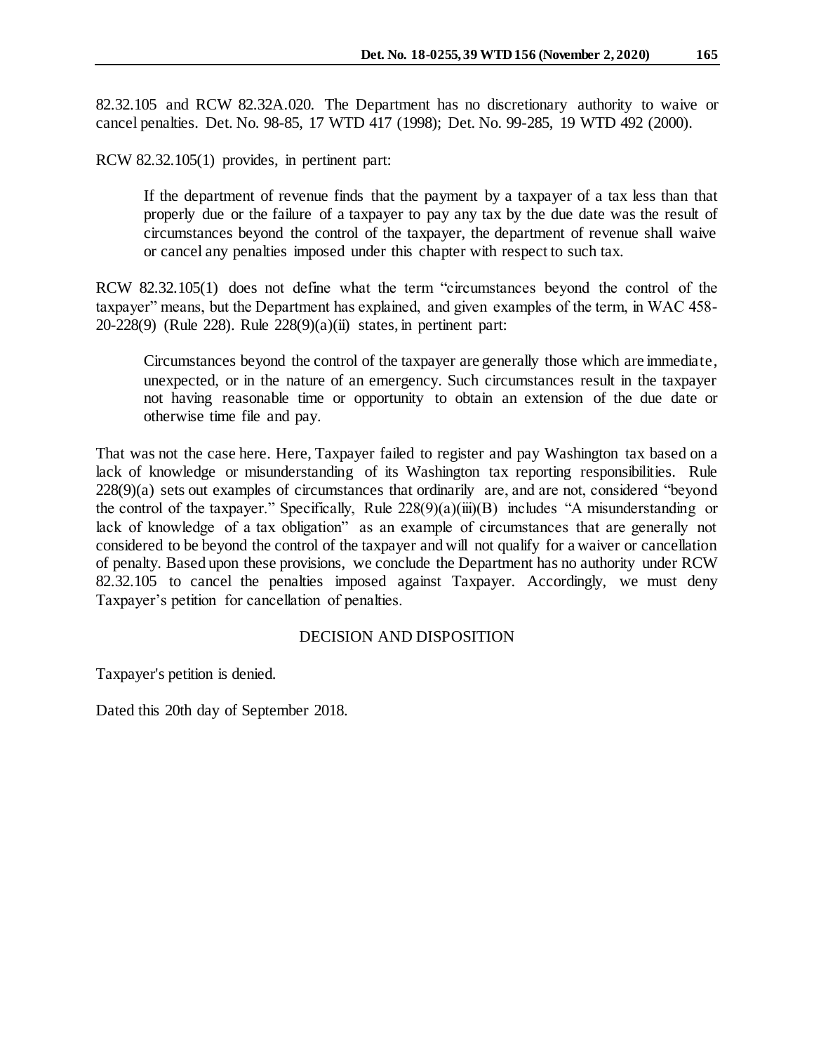82.32.105 and RCW 82.32A.020. The Department has no discretionary authority to waive or cancel penalties. Det. No. 98-85, 17 WTD 417 (1998); Det. No. 99-285, 19 WTD 492 (2000).

RCW 82.32.105(1) provides, in pertinent part:

> If the department of revenue finds that the payment by a taxpayer of a tax less than that properly due or the failure of a taxpayer to pay any tax by the due date was the result of circumstances beyond the control of the taxpayer, the department of revenue shall waive or cancel any penalties imposed under this chapter with respect to such tax.

RCW 82.32.105(1) does not define what the term "circumstances beyond the control of the taxpayer" means, but the Department has explained, and given examples of the term, in WAC 458-20-228(9) (Rule 228). Rule 228(9)(a)(ii) states, in pertinent part:

> Circumstances beyond the control of the taxpayer are generally those which are immediate, unexpected, or in the nature of an emergency. Such circumstances result in the taxpayer not having reasonable time or opportunity to obtain an extension of the due date or otherwise time file and pay.

That was not the case here. Here, Taxpayer failed to register and pay Washington tax based on a lack of knowledge or misunderstanding of its Washington tax reporting responsibilities. Rule 228(9)(a) sets out examples of circumstances that ordinarily are, and are not, considered "beyond the control of the taxpayer." Specifically, Rule 228(9)(a)(iii)(B) includes "A misunderstanding or lack of knowledge of a tax obligation" as an example of circumstances that are generally not considered to be beyond the control of the taxpayer and will not qualify for a waiver or cancellation of penalty. Based upon these provisions, we conclude the Department has no authority under RCW 82.32.105 to cancel the penalties imposed against Taxpayer. Accordingly, we must deny Taxpayer's petition for cancellation of penalties.

## DECISION AND DISPOSITION

Taxpayer's petition is denied.

Dated this 20th day of September 2018.